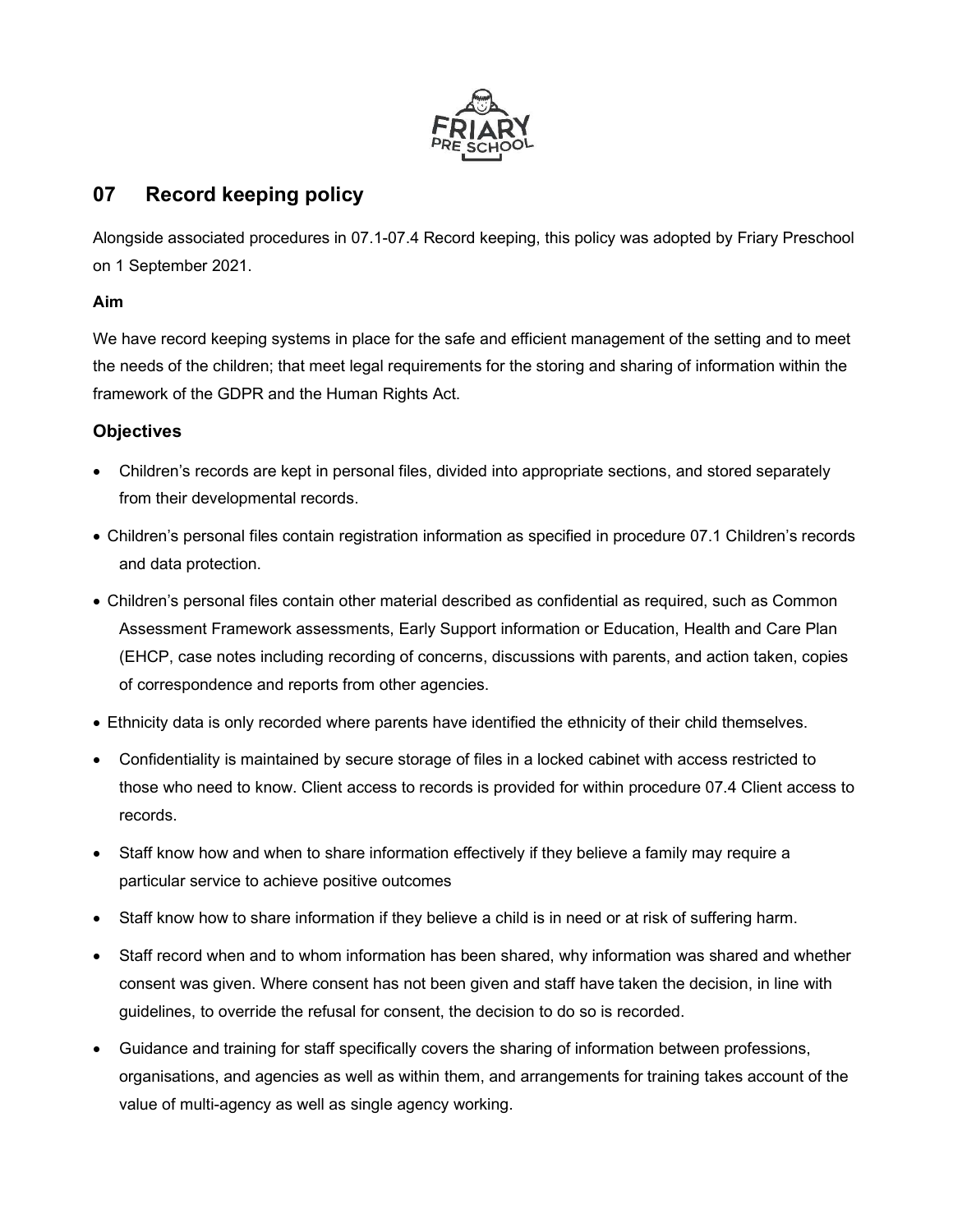## 07 Record keeping policy

Alongside associated procedures in 07.1-07.4 Record keeping, this policy was adopted by Friary Preschool on 1 September 2021.

**Aim**

We have record keeping systems in place for the safe and efficient management of the setting and to meet the needs of the children; that meet legal requirements for the storing and sharing of information within the framework of the GDPR and the Human Rights Act.

### Objectives

- Children's records are kept in personal files, divided into appropriate sections, and stored separately from their developmental records.
- Children's personal files contain registration information as specified in procedure 07.1 Children's records and data protection.
- Children's personal files contain other material described as confidential as required, such as Common Assessment Framework assessments, Early Support information or Education, Health and Care Plan (EHCP, case notes including recording of concerns, discussions with parents, and action taken, copies of correspondence and reports from other agencies.
- Ethnicity data is only recorded where parents have identified the ethnicity of their child themselves.
- Confidentiality is maintained by secure storage of files in a locked cabinet with access restricted to those who need to know. Client access to records is provided for within procedure 07.4 Client access to records.
- Staff know how and when to share information effectively if they believe a family may require a particular service to achieve positive outcomes
- Staff know how to share information if they believe a child is in need or at risk of suffering harm.
- Staff record when and to whom information has been shared, why information was shared and whether consent was given. Where consent has not been given and staff have taken the decision, in line with guidelines, to override the refusal for consent, the decision to do so is recorded.
- Guidance and training for staff specifically covers the sharing of information between professions, organisations, and agencies as well as within them, and arrangements for training takes account of the value of multi-agency as well as single agency working.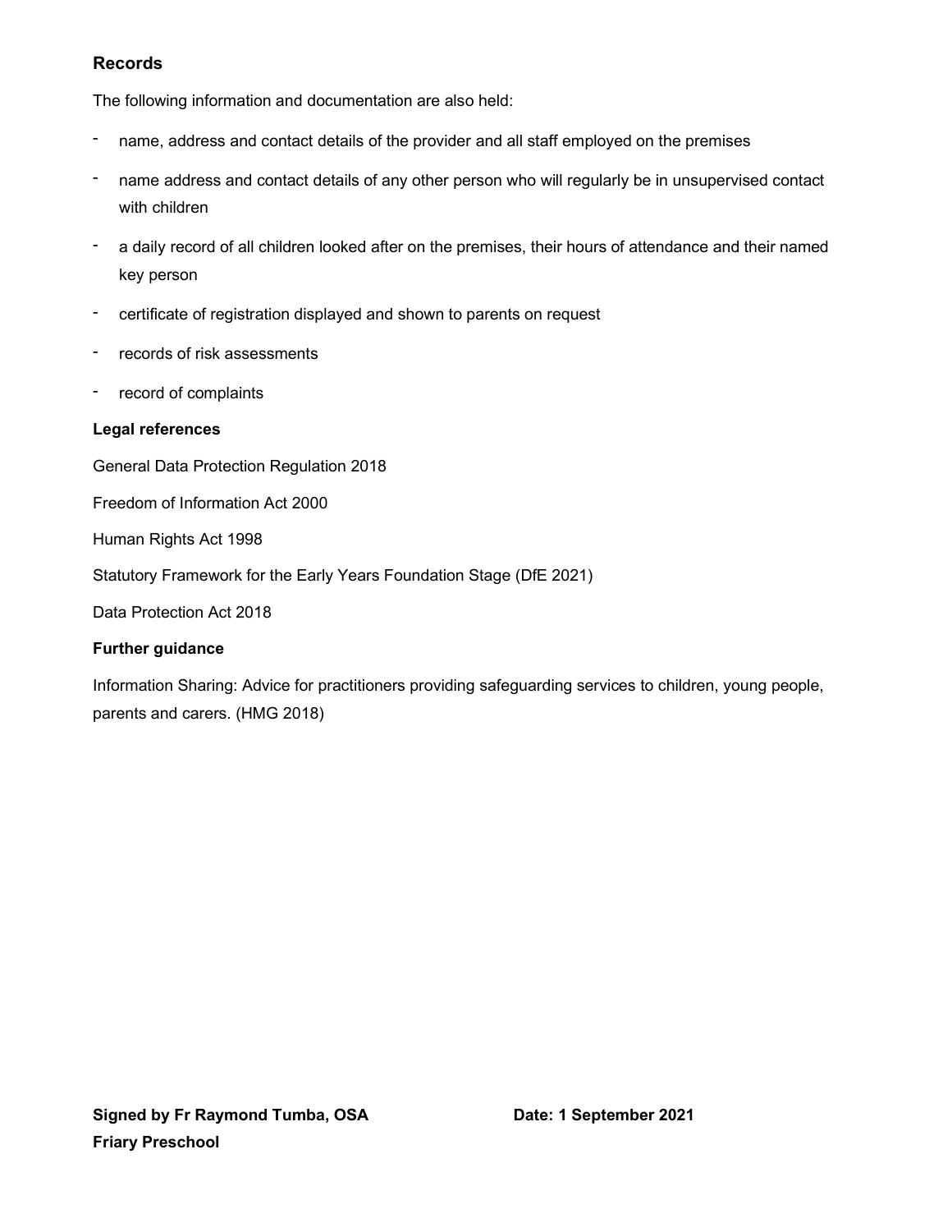## Records

The following information and documentation are also held:

- name, address and contact details of the provider and all staff employed on the premises
- name address and contact details of any other person who will regularly be in unsupervised contact with children
- a daily record of all children looked after on the premises, their hours of attendance and their named key person
- certificate of registration displayed and shown to parents on request
- records of risk assessments
- record of complaints

## Legal references

General Data Protection Regulation 2018

Freedom of Information Act 2000

Human Rights Act 1998

Statutory Framework for the Early Years Foundation Stage (DfE 2021)

Data Protection Act 2018

## Further guidance

Information Sharing: Advice for practitioners providing safeguarding services to children, young people, parents and carers. (HMG 2018)

**Signed by Fr Raymond Tumba, OSA** **Date: 1 September 2021**

**Friary Preschool**